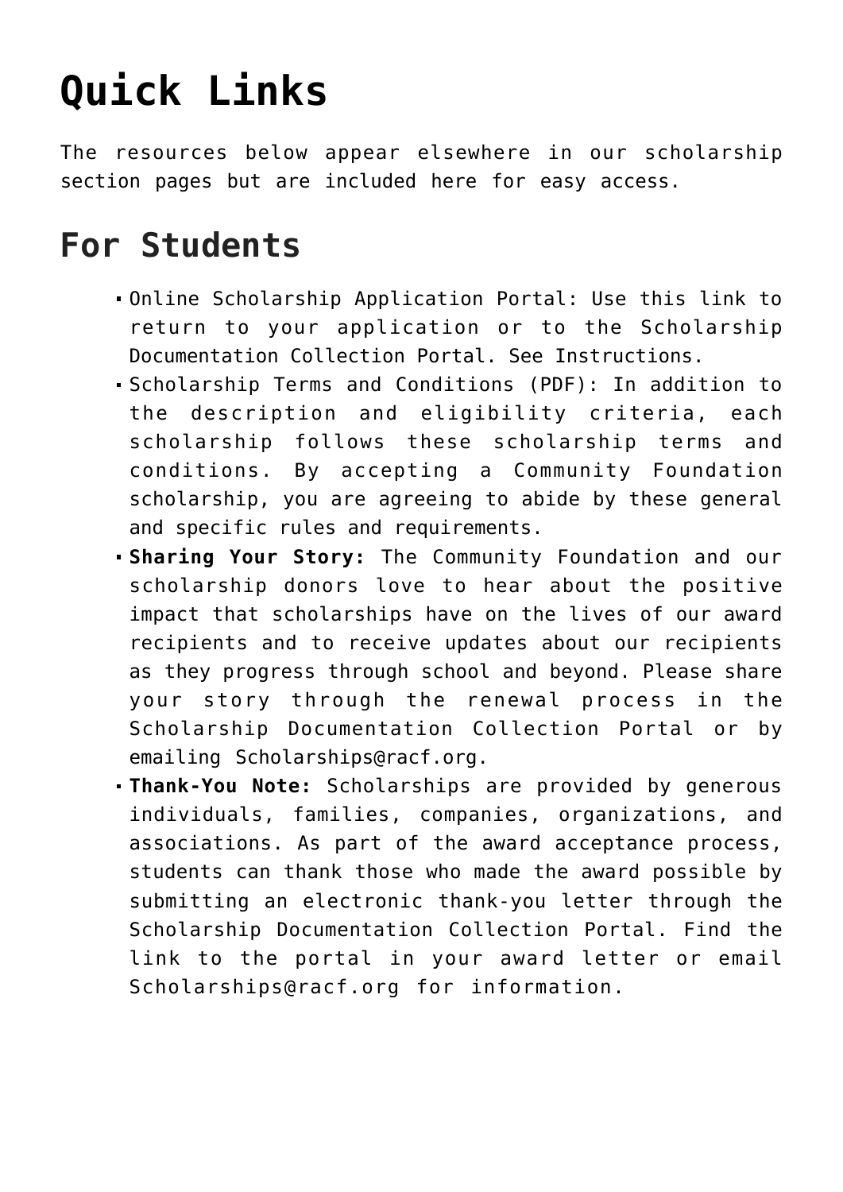# Quick Links

The resources below appear elsewhere in our scholarship section pages but are included here for easy access.

## For Students

- Online Scholarship Application Portal: Use this link to return to your application or to the Scholarship Documentation Collection Portal. See Instructions.
- Scholarship Terms and Conditions (PDF): In addition to the description and eligibility criteria, each scholarship follows these scholarship terms and conditions. By accepting a Community Foundation scholarship, you are agreeing to abide by these general and specific rules and requirements.
- **Sharing Your Story:** The Community Foundation and our scholarship donors love to hear about the positive impact that scholarships have on the lives of our award recipients and to receive updates about our recipients as they progress through school and beyond. Please share your story through the renewal process in the Scholarship Documentation Collection Portal or by emailing Scholarships@racf.org.
- **Thank-You Note:** Scholarships are provided by generous individuals, families, companies, organizations, and associations. As part of the award acceptance process, students can thank those who made the award possible by submitting an electronic thank-you letter through the Scholarship Documentation Collection Portal. Find the link to the portal in your award letter or email Scholarships@racf.org for information.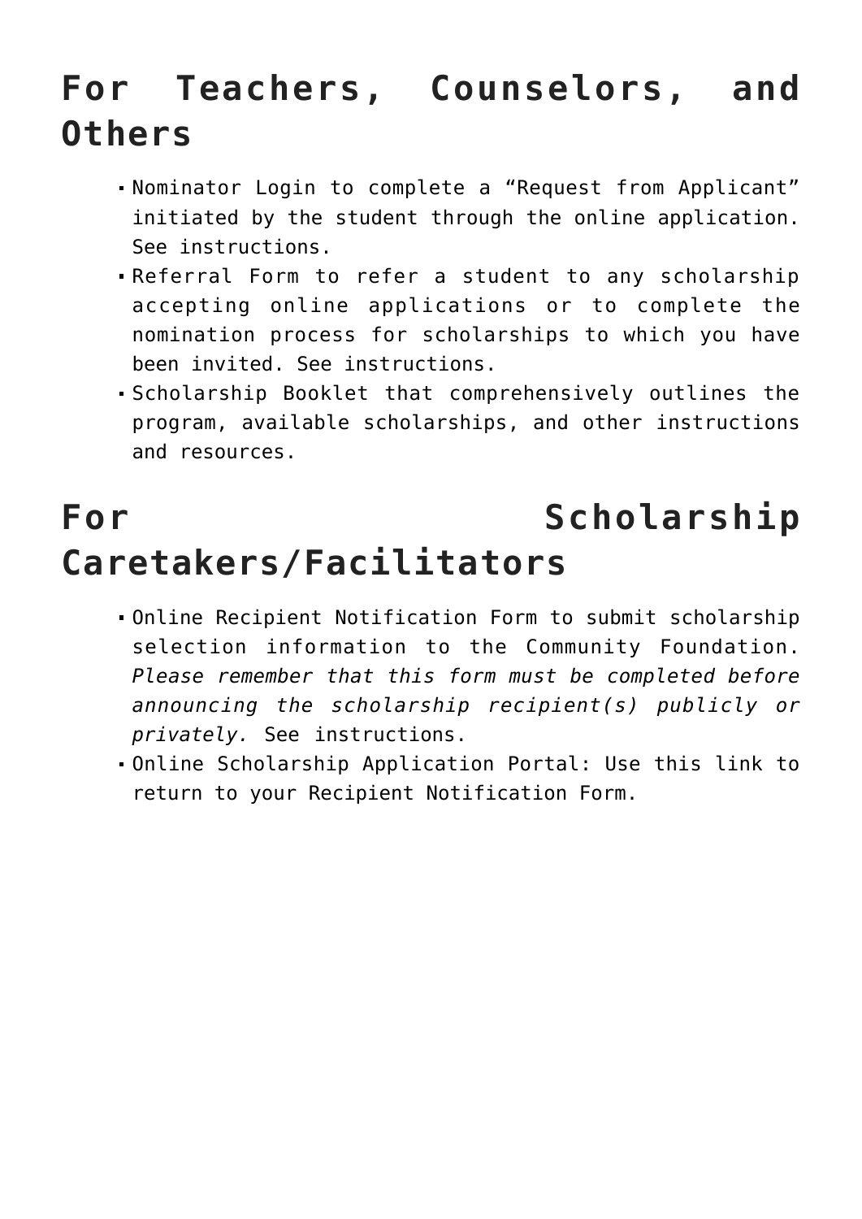## For Teachers, Counselors, and Others

- Nominator Login to complete a "Request from Applicant" initiated by the student through the online application. See instructions.
- Referral Form to refer a student to any scholarship accepting online applications or to complete the nomination process for scholarships to which you have been invited. See instructions.
- Scholarship Booklet that comprehensively outlines the program, available scholarships, and other instructions and resources.

## For Scholarship Caretakers/Facilitators

- Online Recipient Notification Form to submit scholarship selection information to the Community Foundation. *Please remember that this form must be completed before announcing the scholarship recipient(s) publicly or privately.* See instructions.
- Online Scholarship Application Portal: Use this link to return to your Recipient Notification Form.